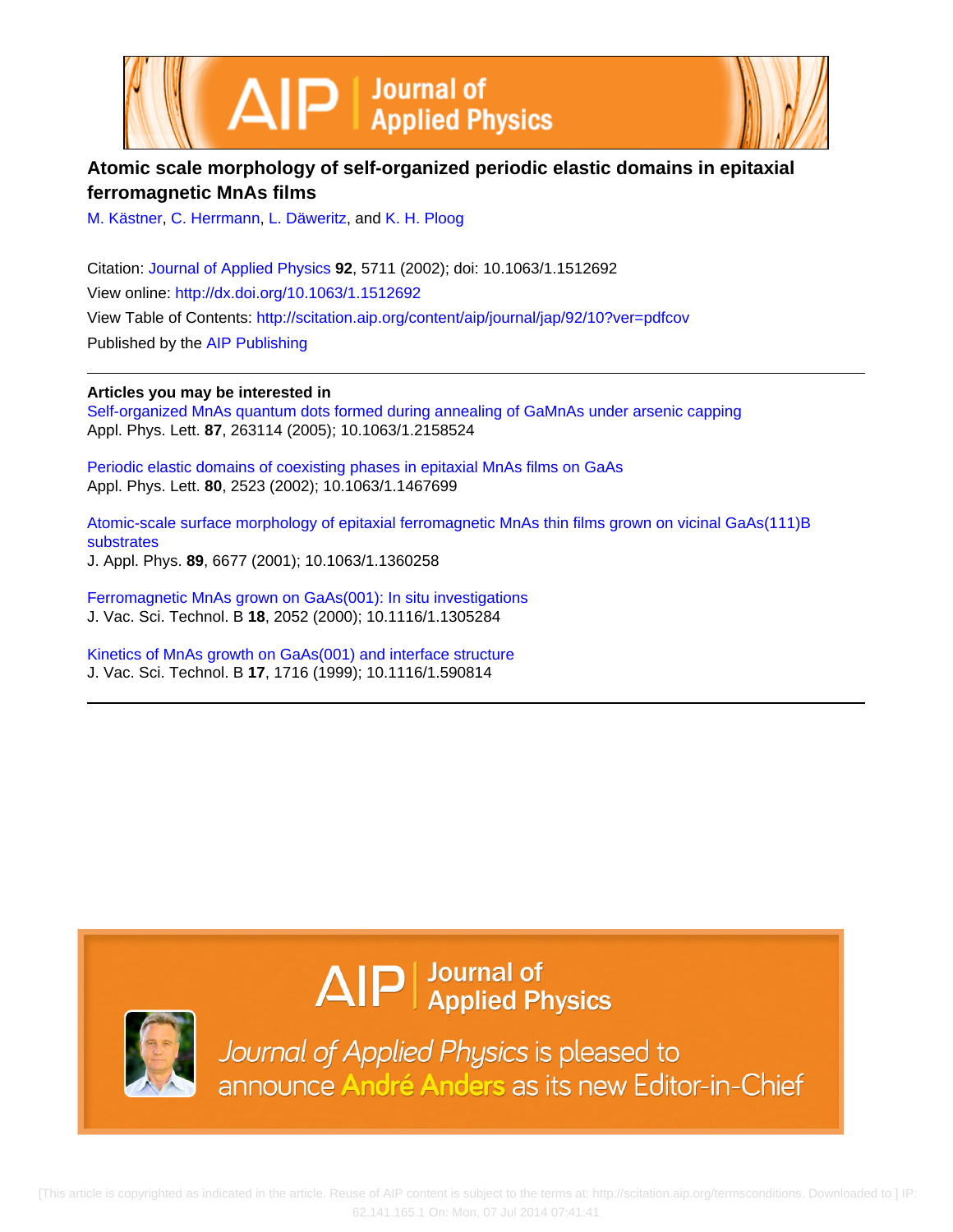# Atomic scale morphology of self-organized periodic elastic domains in epitaxial ferromagnetic MnAs films

M. Kästner, C. Herrmann, L. Däweritz, and K. H. Ploog

Citation: Journal of Applied Physics **92**, 5711 (2002); doi: 10.1063/1.1512692

View online: http://dx.doi.org/10.1063/1.1512692

View Table of Contents: http://scitation.aip.org/content/aip/journal/jap/92/10?ver=pdfcov

Published by the AIP Publishing

**Articles you may be interested in**

Self-organized MnAs quantum dots formed during annealing of GaMnAs under arsenic capping
Appl. Phys. Lett. **87**, 263114 (2005); 10.1063/1.2158524

Periodic elastic domains of coexisting phases in epitaxial MnAs films on GaAs
Appl. Phys. Lett. **80**, 2523 (2002); 10.1063/1.1467699

Atomic-scale surface morphology of epitaxial ferromagnetic MnAs thin films grown on vicinal GaAs(111)B substrates
J. Appl. Phys. **89**, 6677 (2001); 10.1063/1.1360258

Ferromagnetic MnAs grown on GaAs(001): In situ investigations
J. Vac. Sci. Technol. B **18**, 2052 (2000); 10.1116/1.1305284

Kinetics of MnAs growth on GaAs(001) and interface structure
J. Vac. Sci. Technol. B **17**, 1716 (1999); 10.1116/1.590814

Journal of Applied Physics is pleased to announce André Anders as its new Editor-in-Chief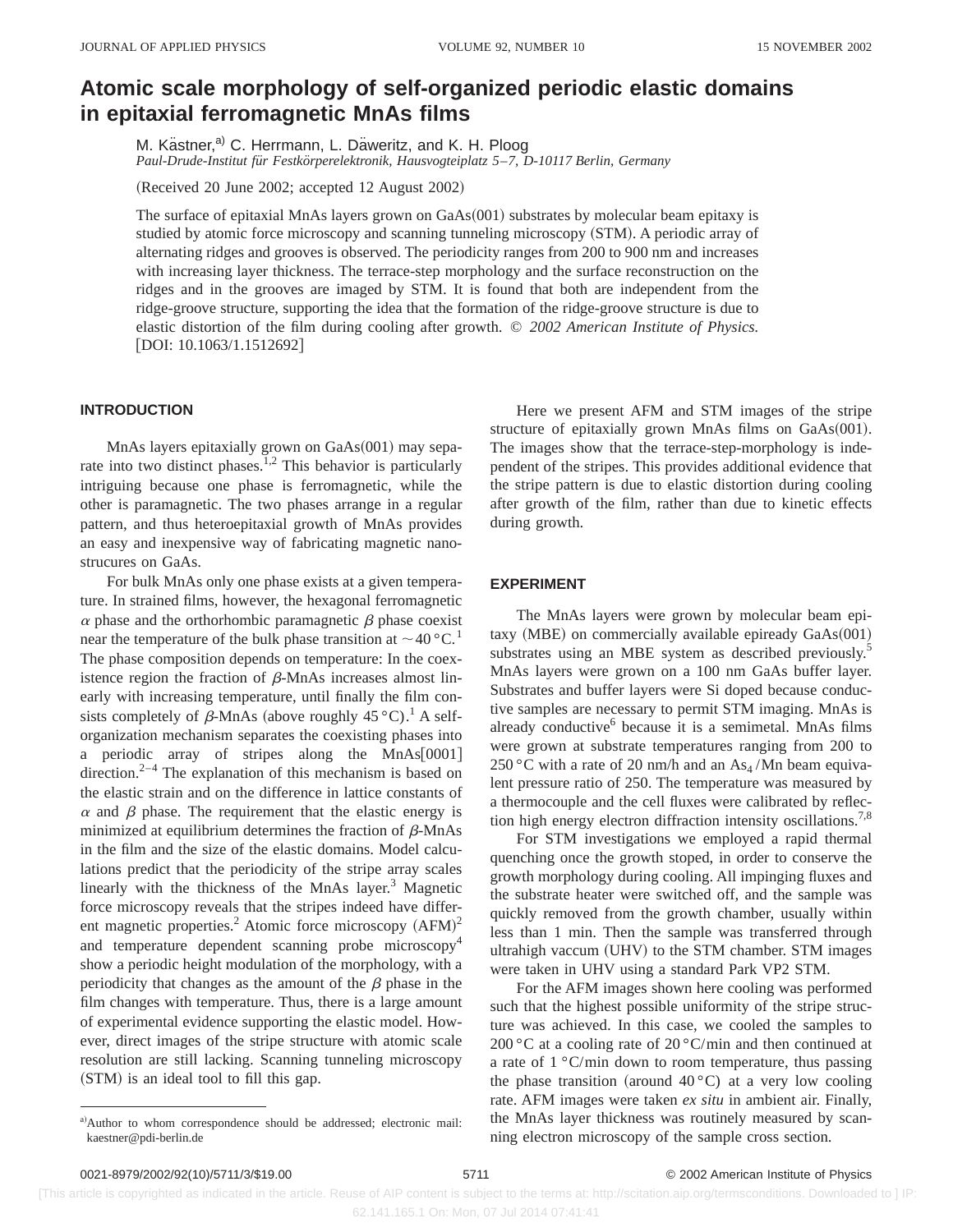# Atomic scale morphology of self-organized periodic elastic domains in epitaxial ferromagnetic MnAs films

M. Kästner,[a] C. Herrmann, L. Däweritz, and K. H. Ploog

*Paul-Drude-Institut für Festkörperelektronik, Hausvogteiplatz 5–7, D-10117 Berlin, Germany*

(Received 20 June 2002; accepted 12 August 2002)

The surface of epitaxial MnAs layers grown on GaAs(001) substrates by molecular beam epitaxy is studied by atomic force microscopy and scanning tunneling microscopy (STM). A periodic array of alternating ridges and grooves is observed. The periodicity ranges from 200 to 900 nm and increases with increasing layer thickness. The terrace-step morphology and the surface reconstruction on the ridges and in the grooves are imaged by STM. It is found that both are independent from the ridge-groove structure, supporting the idea that the formation of the ridge-groove structure is due to elastic distortion of the film during cooling after growth. © *2002 American Institute of Physics.* [DOI: 10.1063/1.1512692]

## INTRODUCTION

MnAs layers epitaxially grown on GaAs(001) may separate into two distinct phases.[1,2] This behavior is particularly intriguing because one phase is ferromagnetic, while the other is paramagnetic. The two phases arrange in a regular pattern, and thus heteroepitaxial growth of MnAs provides an easy and inexpensive way of fabricating magnetic nanostrucures on GaAs.

For bulk MnAs only one phase exists at a given temperature. In strained films, however, the hexagonal ferromagnetic $\alpha$ phase and the orthorhombic paramagnetic $\beta$ phase coexist near the temperature of the bulk phase transition at $\sim 40\,°\mathrm{C}$.[1] The phase composition depends on temperature: In the coexistence region the fraction of $\beta$-MnAs increases almost linearly with increasing temperature, until finally the film consists completely of $\beta$-MnAs (above roughly $45\,°\mathrm{C}$).[1] A self-organization mechanism separates the coexisting phases into a periodic array of stripes along the MnAs[0001] direction.[2–4] The explanation of this mechanism is based on the elastic strain and on the difference in lattice constants of $\alpha$ and $\beta$ phase. The requirement that the elastic energy is minimized at equilibrium determines the fraction of $\beta$-MnAs in the film and the size of the elastic domains. Model calculations predict that the periodicity of the stripe array scales linearly with the thickness of the MnAs layer.[3] Magnetic force microscopy reveals that the stripes indeed have different magnetic properties.[2] Atomic force microscopy (AFM)[2] and temperature dependent scanning probe microscopy[4] show a periodic height modulation of the morphology, with a periodicity that changes as the amount of the $\beta$ phase in the film changes with temperature. Thus, there is a large amount of experimental evidence supporting the elastic model. However, direct images of the stripe structure with atomic scale resolution are still lacking. Scanning tunneling microscopy (STM) is an ideal tool to fill this gap.

Here we present AFM and STM images of the stripe structure of epitaxially grown MnAs films on GaAs(001). The images show that the terrace-step-morphology is independent of the stripes. This provides additional evidence that the stripe pattern is due to elastic distortion during cooling after growth of the film, rather than due to kinetic effects during growth.

## EXPERIMENT

The MnAs layers were grown by molecular beam epitaxy (MBE) on commercially available epiready GaAs(001) substrates using an MBE system as described previously.[5] MnAs layers were grown on a 100 nm GaAs buffer layer. Substrates and buffer layers were Si doped because conductive samples are necessary to permit STM imaging. MnAs is already conductive[6] because it is a semimetal. MnAs films were grown at substrate temperatures ranging from 200 to $250\,°\mathrm{C}$ with a rate of 20 nm/h and an $As_4$/Mn beam equivalent pressure ratio of 250. The temperature was measured by a thermocouple and the cell fluxes were calibrated by reflection high energy electron diffraction intensity oscillations.[7,8]

For STM investigations we employed a rapid thermal quenching once the growth stoped, in order to conserve the growth morphology during cooling. All impinging fluxes and the substrate heater were switched off, and the sample was quickly removed from the growth chamber, usually within less than 1 min. Then the sample was transferred through ultrahigh vaccum (UHV) to the STM chamber. STM images were taken in UHV using a standard Park VP2 STM.

For the AFM images shown here cooling was performed such that the highest possible uniformity of the stripe structure was achieved. In this case, we cooled the samples to $200\,°\mathrm{C}$ at a cooling rate of $20\,°\mathrm{C/min}$ and then continued at a rate of $1\,°\mathrm{C/min}$ down to room temperature, thus passing the phase transition (around $40\,°\mathrm{C}$) at a very low cooling rate. AFM images were taken *ex situ* in ambient air. Finally, the MnAs layer thickness was routinely measured by scanning electron microscopy of the sample cross section.

[a]Author to whom correspondence should be addressed; electronic mail: kaestner@pdi-berlin.de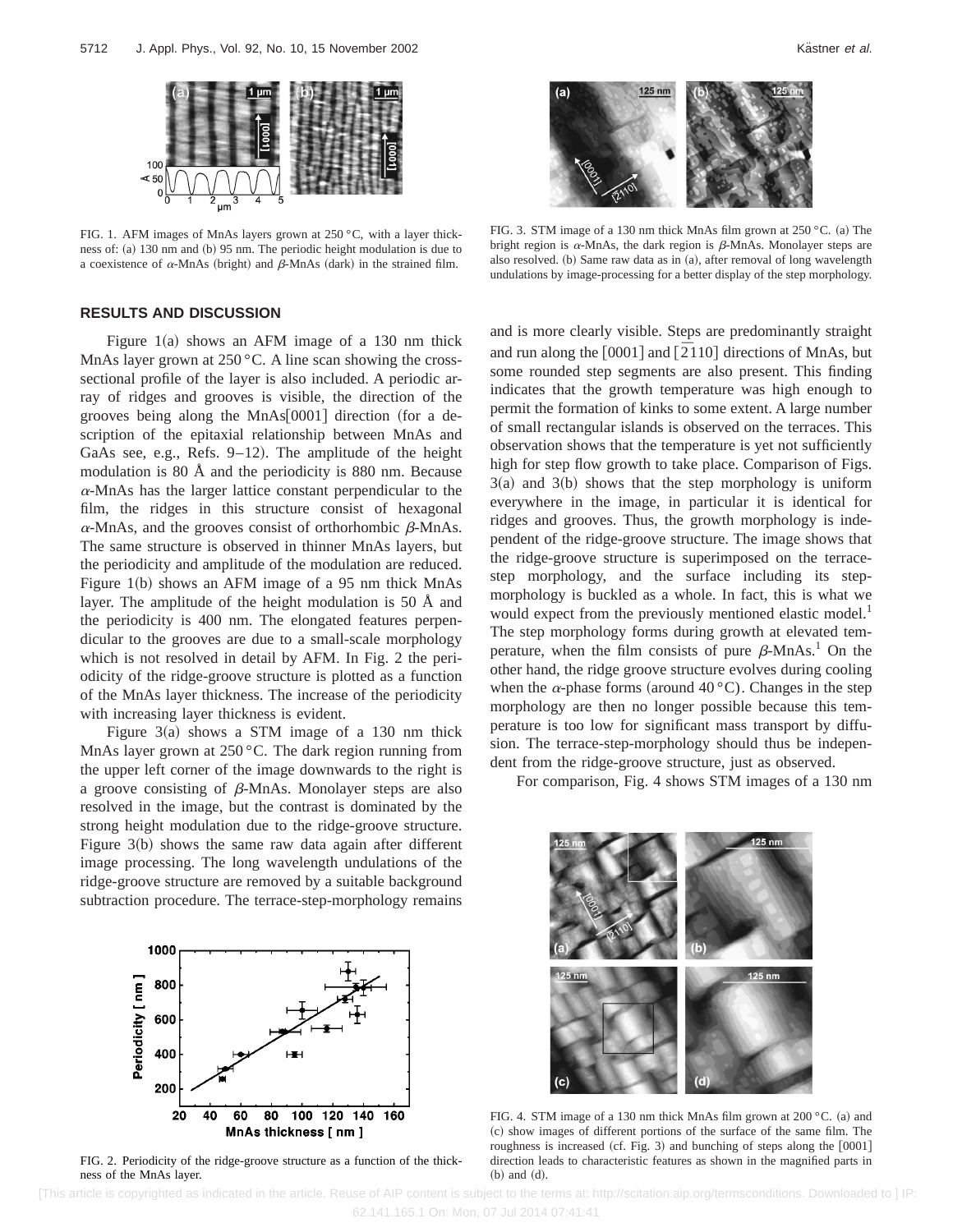FIG. 1. AFM images of MnAs layers grown at 250 °C, with a layer thickness of: (a) 130 nm and (b) 95 nm. The periodic height modulation is due to a coexistence of $\alpha$-MnAs (bright) and $\beta$-MnAs (dark) in the strained film.

FIG. 3. STM image of a 130 nm thick MnAs film grown at 250 °C. (a) The bright region is $\alpha$-MnAs, the dark region is $\beta$-MnAs. Monolayer steps are also resolved. (b) Same raw data as in (a), after removal of long wavelength undulations by image-processing for a better display of the step morphology.

## RESULTS AND DISCUSSION

Figure 1(a) shows an AFM image of a 130 nm thick MnAs layer grown at 250 °C. A line scan showing the cross-sectional profile of the layer is also included. A periodic array of ridges and grooves is visible, the direction of the grooves being along the MnAs[0001] direction (for a description of the epitaxial relationship between MnAs and GaAs see, e.g., Refs. 9–12). The amplitude of the height modulation is 80 Å and the periodicity is 880 nm. Because $\alpha$-MnAs has the larger lattice constant perpendicular to the film, the ridges in this structure consist of hexagonal $\alpha$-MnAs, and the grooves consist of orthorhombic $\beta$-MnAs. The same structure is observed in thinner MnAs layers, but the periodicity and amplitude of the modulation are reduced. Figure 1(b) shows an AFM image of a 95 nm thick MnAs layer. The amplitude of the height modulation is 50 Å and the periodicity is 400 nm. The elongated features perpendicular to the grooves are due to a small-scale morphology which is not resolved in detail by AFM. In Fig. 2 the periodicity of the ridge-groove structure is plotted as a function of the MnAs layer thickness. The increase of the periodicity with increasing layer thickness is evident.

Figure 3(a) shows a STM image of a 130 nm thick MnAs layer grown at 250 °C. The dark region running from the upper left corner of the image downwards to the right is a groove consisting of $\beta$-MnAs. Monolayer steps are also resolved in the image, but the contrast is dominated by the strong height modulation due to the ridge-groove structure. Figure 3(b) shows the same raw data again after different image processing. The long wavelength undulations of the ridge-groove structure are removed by a suitable background subtraction procedure. The terrace-step-morphology remains and is more clearly visible. Steps are predominantly straight and run along the [0001] and $[\bar{2}110]$ directions of MnAs, but some rounded step segments are also present. This finding indicates that the growth temperature was high enough to permit the formation of kinks to some extent. A large number of small rectangular islands is observed on the terraces. This observation shows that the temperature is yet not sufficiently high for step flow growth to take place. Comparison of Figs. 3(a) and 3(b) shows that the step morphology is uniform everywhere in the image, in particular it is identical for ridges and grooves. Thus, the growth morphology is independent of the ridge-groove structure. The image shows that the ridge-groove structure is superimposed on the terrace-step morphology, and the surface including its step-morphology is buckled as a whole. In fact, this is what we would expect from the previously mentioned elastic model.[1] The step morphology forms during growth at elevated temperature, when the film consists of pure $\beta$-MnAs.[1] On the other hand, the ridge groove structure evolves during cooling when the $\alpha$-phase forms (around 40 °C). Changes in the step morphology are then no longer possible because this temperature is too low for significant mass transport by diffusion. The terrace-step-morphology should thus be independent from the ridge-groove structure, just as observed.

For comparison, Fig. 4 shows STM images of a 130 nm

FIG. 2. Periodicity of the ridge-groove structure as a function of the thickness of the MnAs layer.

FIG. 4. STM image of a 130 nm thick MnAs film grown at 200 °C. (a) and (c) show images of different portions of the surface of the same film. The roughness is increased (cf. Fig. 3) and bunching of steps along the [0001] direction leads to characteristic features as shown in the magnified parts in (b) and (d).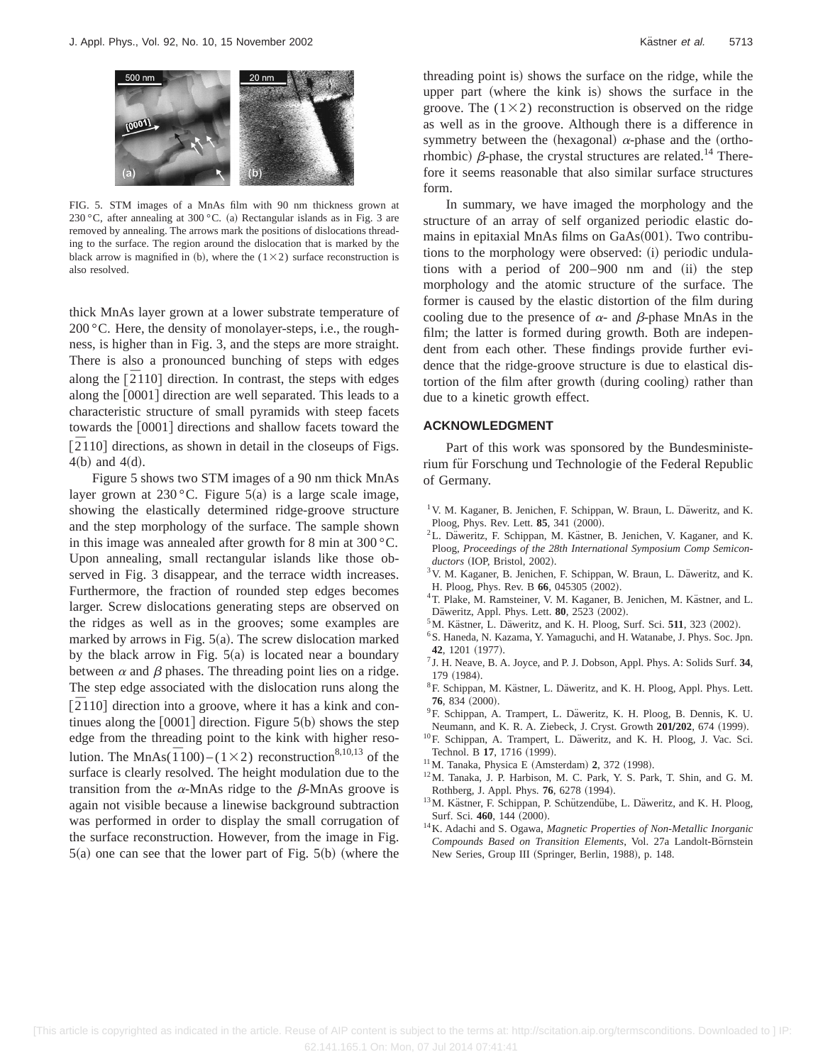FIG. 5. STM images of a MnAs film with 90 nm thickness grown at 230 °C, after annealing at 300 °C. (a) Rectangular islands as in Fig. 3 are removed by annealing. The arrows mark the positions of dislocations threading to the surface. The region around the dislocation that is marked by the black arrow is magnified in (b), where the $(1\times2)$ surface reconstruction is also resolved.

thick MnAs layer grown at a lower substrate temperature of 200 °C. Here, the density of monolayer-steps, i.e., the roughness, is higher than in Fig. 3, and the steps are more straight. There is also a pronounced bunching of steps with edges along the $[\bar{2}110]$ direction. In contrast, the steps with edges along the [0001] direction are well separated. This leads to a characteristic structure of small pyramids with steep facets towards the [0001] directions and shallow facets toward the $[\bar{2}110]$ directions, as shown in detail in the closeups of Figs. 4(b) and 4(d).

Figure 5 shows two STM images of a 90 nm thick MnAs layer grown at 230 °C. Figure 5(a) is a large scale image, showing the elastically determined ridge-groove structure and the step morphology of the surface. The sample shown in this image was annealed after growth for 8 min at 300 °C. Upon annealing, small rectangular islands like those observed in Fig. 3 disappear, and the terrace width increases. Furthermore, the fraction of rounded step edges becomes larger. Screw dislocations generating steps are observed on the ridges as well as in the grooves; some examples are marked by arrows in Fig. 5(a). The screw dislocation marked by the black arrow in Fig. 5(a) is located near a boundary between $\alpha$ and $\beta$ phases. The threading point lies on a ridge. The step edge associated with the dislocation runs along the $[\bar{2}110]$ direction into a groove, where it has a kink and continues along the [0001] direction. Figure 5(b) shows the step edge from the threading point to the kink with higher resolution. The MnAs$(\bar{1}100)-(1\times2)$ reconstruction[8,10,13] of the surface is clearly resolved. The height modulation due to the transition from the $\alpha$-MnAs ridge to the $\beta$-MnAs groove is again not visible because a linewise background subtraction was performed in order to display the small corrugation of the surface reconstruction. However, from the image in Fig. 5(a) one can see that the lower part of Fig. 5(b) (where the threading point is) shows the surface on the ridge, while the upper part (where the kink is) shows the surface in the groove. The $(1\times2)$ reconstruction is observed on the ridge as well as in the groove. Although there is a difference in symmetry between the (hexagonal) $\alpha$-phase and the (orthorhombic) $\beta$-phase, the crystal structures are related.[14] Therefore it seems reasonable that also similar surface structures form.

In summary, we have imaged the morphology and the structure of an array of self organized periodic elastic domains in epitaxial MnAs films on GaAs(001). Two contributions to the morphology were observed: (i) periodic undulations with a period of 200–900 nm and (ii) the step morphology and the atomic structure of the surface. The former is caused by the elastic distortion of the film during cooling due to the presence of $\alpha$- and $\beta$-phase MnAs in the film; the latter is formed during growth. Both are independent from each other. These findings provide further evidence that the ridge-groove structure is due to elastical distortion of the film after growth (during cooling) rather than due to a kinetic growth effect.

## ACKNOWLEDGMENT

Part of this work was sponsored by the Bundesministerium für Forschung und Technologie of the Federal Republic of Germany.

[1] V. M. Kaganer, B. Jenichen, F. Schippan, W. Braun, L. Däweritz, and K. Ploog, Phys. Rev. Lett. **85**, 341 (2000).
[2] L. Däweritz, F. Schippan, M. Kästner, B. Jenichen, V. Kaganer, and K. Ploog, *Proceedings of the 28th International Symposium Comp Semiconductors* (IOP, Bristol, 2002).
[3] V. M. Kaganer, B. Jenichen, F. Schippan, W. Braun, L. Däweritz, and K. H. Ploog, Phys. Rev. B **66**, 045305 (2002).
[4] T. Plake, M. Ramsteiner, V. M. Kaganer, B. Jenichen, M. Kästner, and L. Däweritz, Appl. Phys. Lett. **80**, 2523 (2002).
[5] M. Kästner, L. Däweritz, and K. H. Ploog, Surf. Sci. **511**, 323 (2002).
[6] S. Haneda, N. Kazama, Y. Yamaguchi, and H. Watanabe, J. Phys. Soc. Jpn. **42**, 1201 (1977).
[7] J. H. Neave, B. A. Joyce, and P. J. Dobson, Appl. Phys. A: Solids Surf. **34**, 179 (1984).
[8] F. Schippan, M. Kästner, L. Däweritz, and K. H. Ploog, Appl. Phys. Lett. **76**, 834 (2000).
[9] F. Schippan, A. Trampert, L. Däweritz, K. H. Ploog, B. Dennis, K. U. Neumann, and K. R. A. Ziebeck, J. Cryst. Growth **201/202**, 674 (1999).
[10] F. Schippan, A. Trampert, L. Däweritz, and K. H. Ploog, J. Vac. Sci. Technol. B **17**, 1716 (1999).
[11] M. Tanaka, Physica E (Amsterdam) **2**, 372 (1998).
[12] M. Tanaka, J. P. Harbison, M. C. Park, Y. S. Park, T. Shin, and G. M. Rothberg, J. Appl. Phys. **76**, 6278 (1994).
[13] M. Kästner, F. Schippan, P. Schützendübe, L. Däweritz, and K. H. Ploog, Surf. Sci. **460**, 144 (2000).
[14] K. Adachi and S. Ogawa, *Magnetic Properties of Non-Metallic Inorganic Compounds Based on Transition Elements*, Vol. 27a Landolt-Börnstein New Series, Group III (Springer, Berlin, 1988), p. 148.